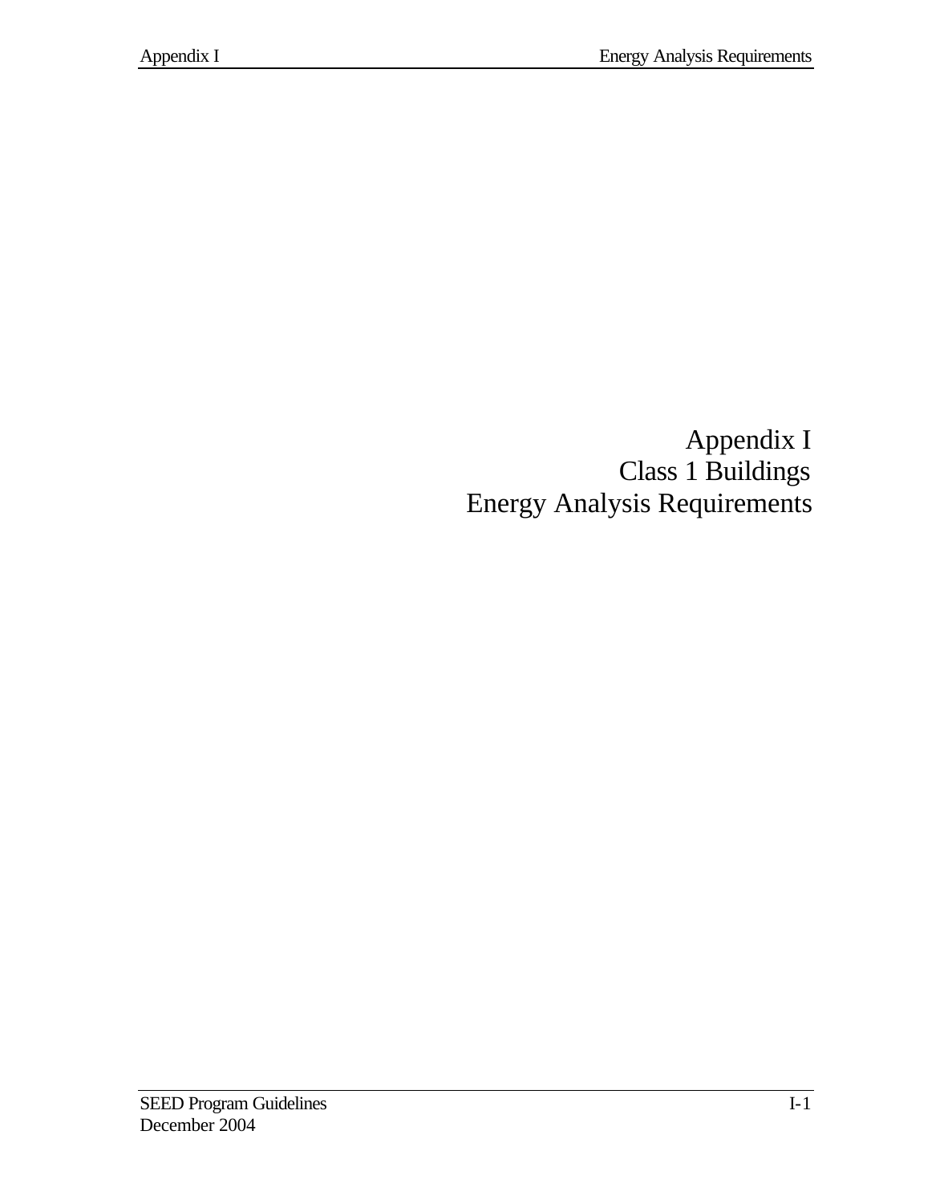# Appendix I
# Class 1 Buildings
# Energy Analysis Requirements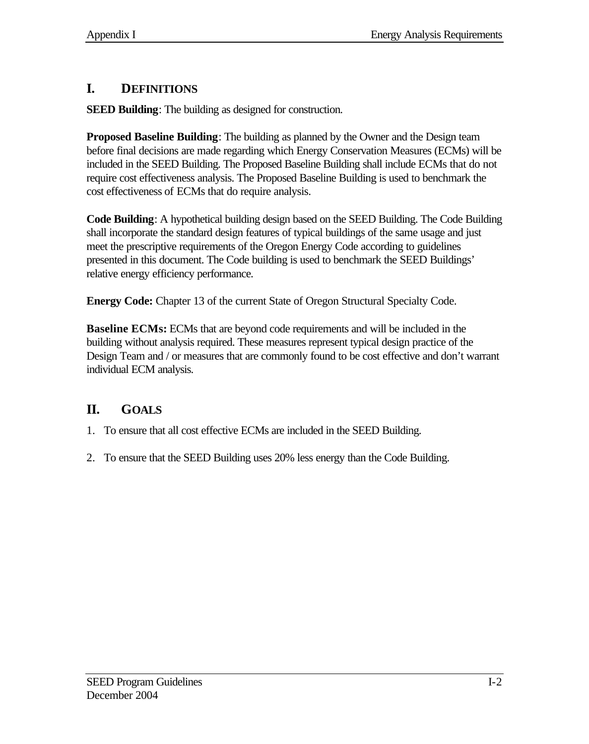## I. DEFINITIONS

**SEED Building**: The building as designed for construction.

**Proposed Baseline Building**: The building as planned by the Owner and the Design team before final decisions are made regarding which Energy Conservation Measures (ECMs) will be included in the SEED Building. The Proposed Baseline Building shall include ECMs that do not require cost effectiveness analysis. The Proposed Baseline Building is used to benchmark the cost effectiveness of ECMs that do require analysis.

**Code Building**: A hypothetical building design based on the SEED Building. The Code Building shall incorporate the standard design features of typical buildings of the same usage and just meet the prescriptive requirements of the Oregon Energy Code according to guidelines presented in this document. The Code building is used to benchmark the SEED Buildings' relative energy efficiency performance.

**Energy Code:** Chapter 13 of the current State of Oregon Structural Specialty Code.

**Baseline ECMs:** ECMs that are beyond code requirements and will be included in the building without analysis required. These measures represent typical design practice of the Design Team and / or measures that are commonly found to be cost effective and don't warrant individual ECM analysis.

## II. GOALS

1. To ensure that all cost effective ECMs are included in the SEED Building.
2. To ensure that the SEED Building uses 20% less energy than the Code Building.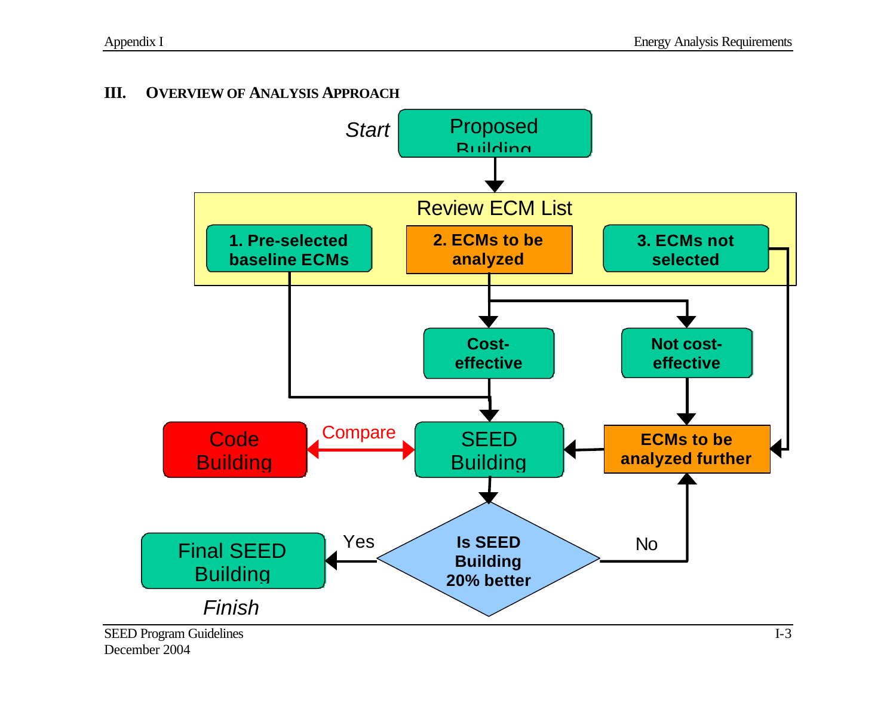## III. OVERVIEW OF ANALYSIS APPROACH

*Start*

Proposed Building

Review ECM List

**1. Pre-selected baseline ECMs**

**2. ECMs to be analyzed**

**3. ECMs not selected**

**Cost-effective**

**Not cost-effective**

Code Building

Compare

SEED Building

**ECMs to be analyzed further**

Final SEED Building

Yes

**Is SEED Building 20% better**

No

*Finish*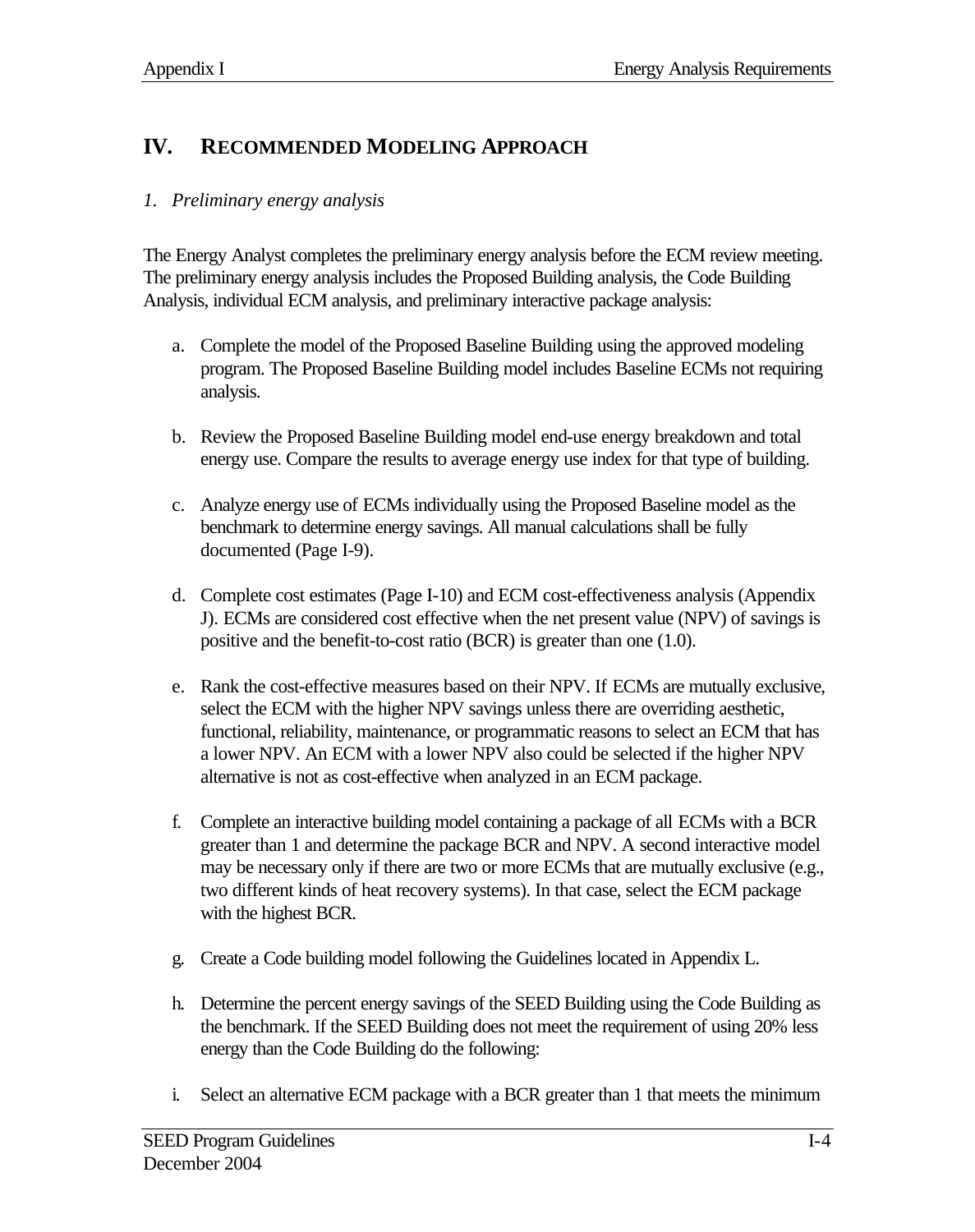## IV. RECOMMENDED MODELING APPROACH

### *1. Preliminary energy analysis*

The Energy Analyst completes the preliminary energy analysis before the ECM review meeting. The preliminary energy analysis includes the Proposed Building analysis, the Code Building Analysis, individual ECM analysis, and preliminary interactive package analysis:

a. Complete the model of the Proposed Baseline Building using the approved modeling program. The Proposed Baseline Building model includes Baseline ECMs not requiring analysis.

b. Review the Proposed Baseline Building model end-use energy breakdown and total energy use. Compare the results to average energy use index for that type of building.

c. Analyze energy use of ECMs individually using the Proposed Baseline model as the benchmark to determine energy savings. All manual calculations shall be fully documented (Page I-9).

d. Complete cost estimates (Page I-10) and ECM cost-effectiveness analysis (Appendix J). ECMs are considered cost effective when the net present value (NPV) of savings is positive and the benefit-to-cost ratio (BCR) is greater than one (1.0).

e. Rank the cost-effective measures based on their NPV. If ECMs are mutually exclusive, select the ECM with the higher NPV savings unless there are overriding aesthetic, functional, reliability, maintenance, or programmatic reasons to select an ECM that has a lower NPV. An ECM with a lower NPV also could be selected if the higher NPV alternative is not as cost-effective when analyzed in an ECM package.

f. Complete an interactive building model containing a package of all ECMs with a BCR greater than 1 and determine the package BCR and NPV. A second interactive model may be necessary only if there are two or more ECMs that are mutually exclusive (e.g., two different kinds of heat recovery systems). In that case, select the ECM package with the highest BCR.

g. Create a Code building model following the Guidelines located in Appendix L.

h. Determine the percent energy savings of the SEED Building using the Code Building as the benchmark. If the SEED Building does not meet the requirement of using 20% less energy than the Code Building do the following:

i. Select an alternative ECM package with a BCR greater than 1 that meets the minimum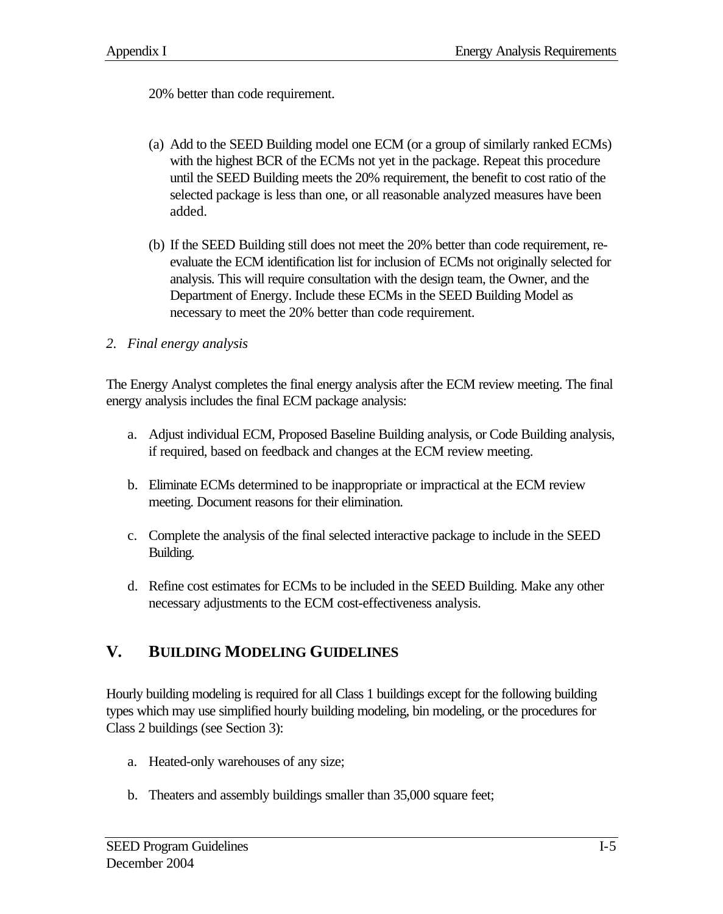20% better than code requirement.

(a) Add to the SEED Building model one ECM (or a group of similarly ranked ECMs) with the highest BCR of the ECMs not yet in the package. Repeat this procedure until the SEED Building meets the 20% requirement, the benefit to cost ratio of the selected package is less than one, or all reasonable analyzed measures have been added.

(b) If the SEED Building still does not meet the 20% better than code requirement, re-evaluate the ECM identification list for inclusion of ECMs not originally selected for analysis. This will require consultation with the design team, the Owner, and the Department of Energy. Include these ECMs in the SEED Building Model as necessary to meet the 20% better than code requirement.

*2. Final energy analysis*

The Energy Analyst completes the final energy analysis after the ECM review meeting. The final energy analysis includes the final ECM package analysis:

a. Adjust individual ECM, Proposed Baseline Building analysis, or Code Building analysis, if required, based on feedback and changes at the ECM review meeting.

b. Eliminate ECMs determined to be inappropriate or impractical at the ECM review meeting. Document reasons for their elimination.

c. Complete the analysis of the final selected interactive package to include in the SEED Building.

d. Refine cost estimates for ECMs to be included in the SEED Building. Make any other necessary adjustments to the ECM cost-effectiveness analysis.

## V. BUILDING MODELING GUIDELINES

Hourly building modeling is required for all Class 1 buildings except for the following building types which may use simplified hourly building modeling, bin modeling, or the procedures for Class 2 buildings (see Section 3):

a. Heated-only warehouses of any size;

b. Theaters and assembly buildings smaller than 35,000 square feet;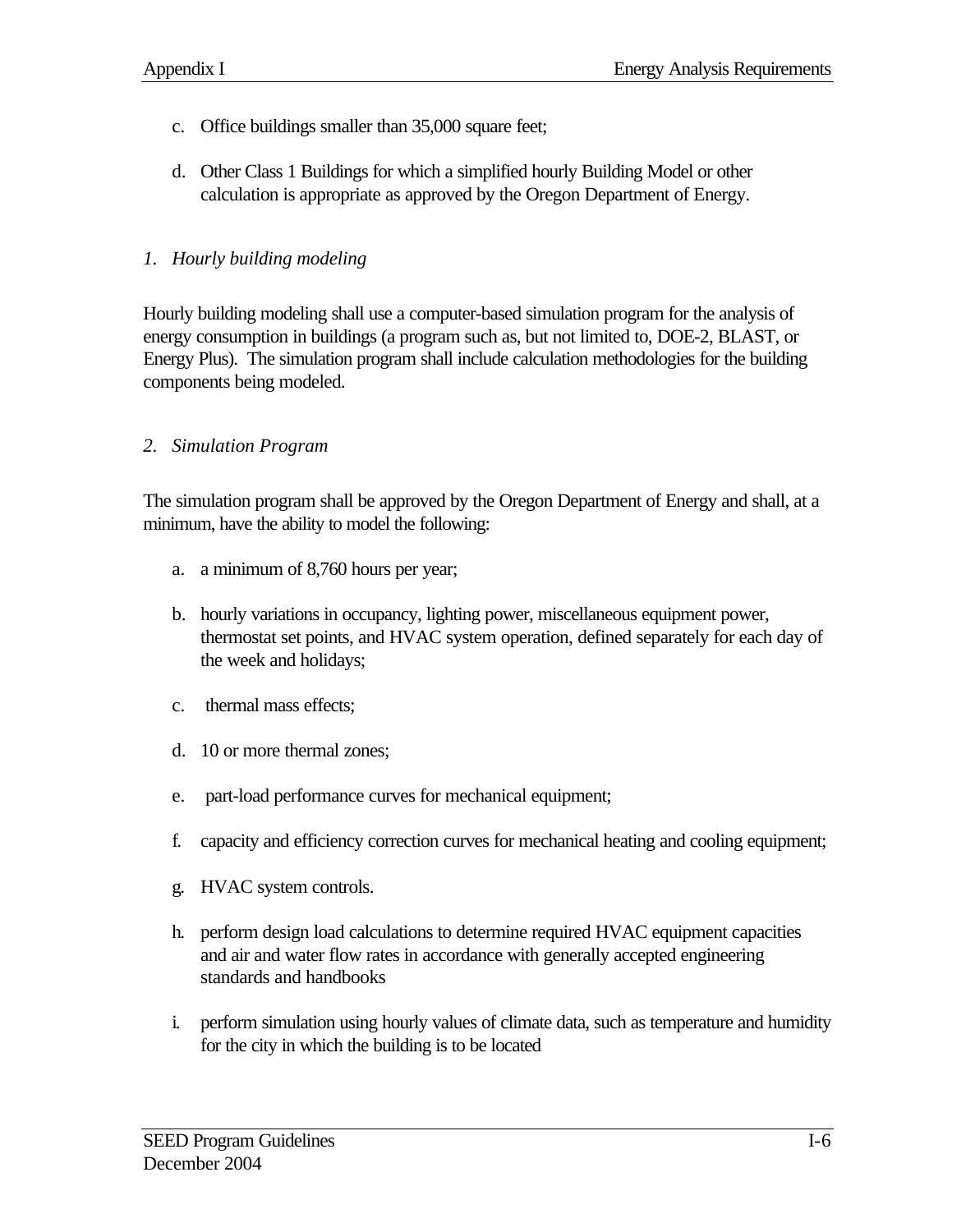c. Office buildings smaller than 35,000 square feet;

d. Other Class 1 Buildings for which a simplified hourly Building Model or other calculation is appropriate as approved by the Oregon Department of Energy.

*1. Hourly building modeling*

Hourly building modeling shall use a computer-based simulation program for the analysis of energy consumption in buildings (a program such as, but not limited to, DOE-2, BLAST, or Energy Plus). The simulation program shall include calculation methodologies for the building components being modeled.

*2. Simulation Program*

The simulation program shall be approved by the Oregon Department of Energy and shall, at a minimum, have the ability to model the following:

a. a minimum of 8,760 hours per year;

b. hourly variations in occupancy, lighting power, miscellaneous equipment power, thermostat set points, and HVAC system operation, defined separately for each day of the week and holidays;

c. thermal mass effects;

d. 10 or more thermal zones;

e. part-load performance curves for mechanical equipment;

f. capacity and efficiency correction curves for mechanical heating and cooling equipment;

g. HVAC system controls.

h. perform design load calculations to determine required HVAC equipment capacities and air and water flow rates in accordance with generally accepted engineering standards and handbooks

i. perform simulation using hourly values of climate data, such as temperature and humidity for the city in which the building is to be located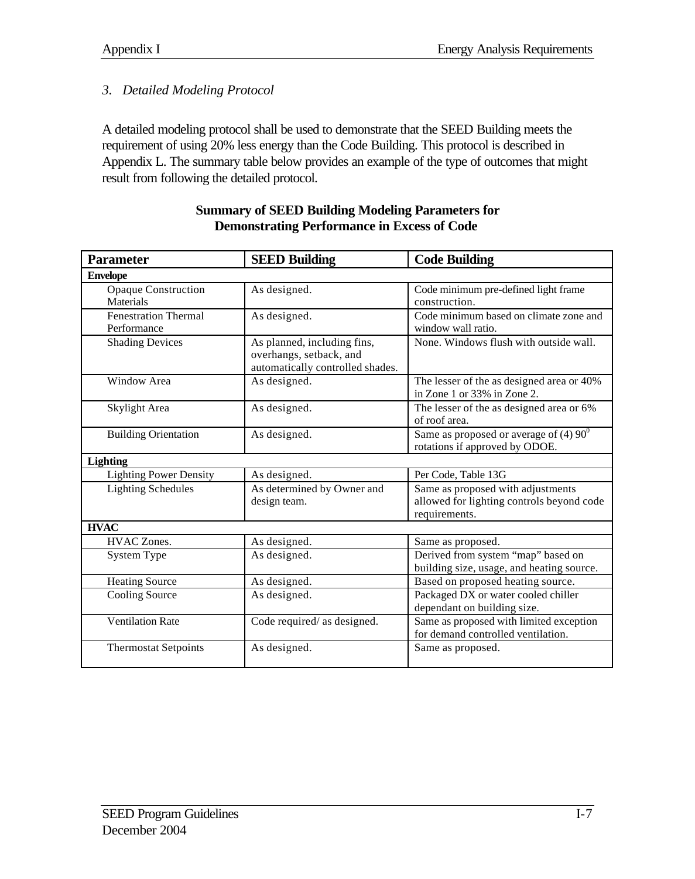### *3. Detailed Modeling Protocol*

A detailed modeling protocol shall be used to demonstrate that the SEED Building meets the requirement of using 20% less energy than the Code Building. This protocol is described in Appendix L. The summary table below provides an example of the type of outcomes that might result from following the detailed protocol.

**Summary of SEED Building Modeling Parameters for Demonstrating Performance in Excess of Code**

| Parameter | SEED Building | Code Building |
|---|---|---|
| **Envelope** | | |
| Opaque Construction Materials | As designed. | Code minimum pre-defined light frame construction. |
| Fenestration Thermal Performance | As designed. | Code minimum based on climate zone and window wall ratio. |
| Shading Devices | As planned, including fins, overhangs, setback, and automatically controlled shades. | None. Windows flush with outside wall. |
| Window Area | As designed. | The lesser of the as designed area or 40% in Zone 1 or 33% in Zone 2. |
| Skylight Area | As designed. | The lesser of the as designed area or 6% of roof area. |
| Building Orientation | As designed. | Same as proposed or average of (4) $90^0$ rotations if approved by ODOE. |
| **Lighting** | | |
| Lighting Power Density | As designed. | Per Code, Table 13G |
| Lighting Schedules | As determined by Owner and design team. | Same as proposed with adjustments allowed for lighting controls beyond code requirements. |
| **HVAC** | | |
| HVAC Zones. | As designed. | Same as proposed. |
| System Type | As designed. | Derived from system "map" based on building size, usage, and heating source. |
| Heating Source | As designed. | Based on proposed heating source. |
| Cooling Source | As designed. | Packaged DX or water cooled chiller dependant on building size. |
| Ventilation Rate | Code required/ as designed. | Same as proposed with limited exception for demand controlled ventilation. |
| Thermostat Setpoints | As designed. | Same as proposed. |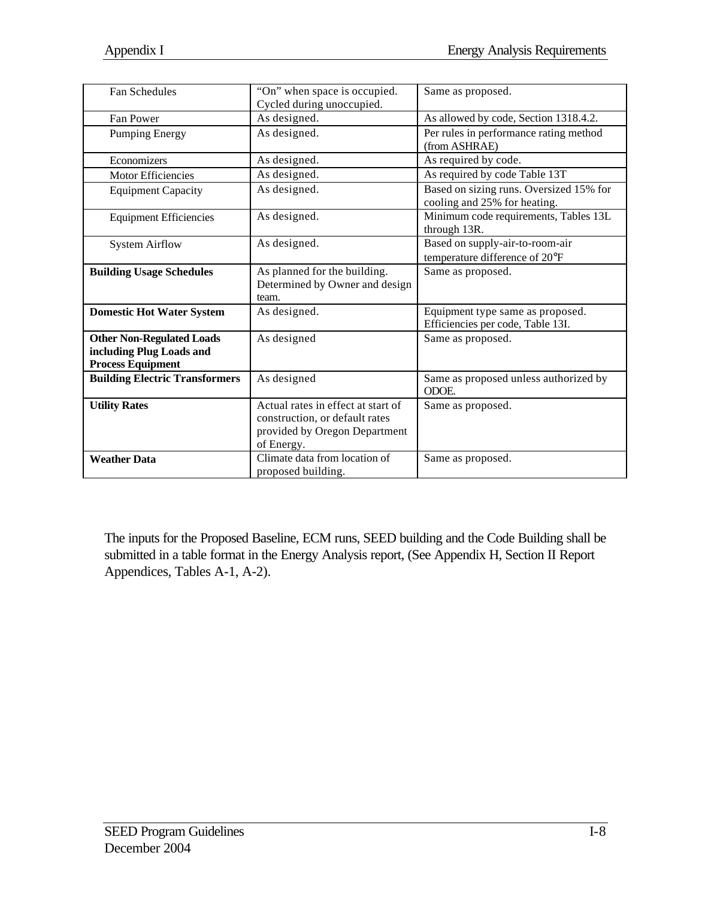| | | |
|---|---|---|
| Fan Schedules | "On" when space is occupied. Cycled during unoccupied. | Same as proposed. |
| Fan Power | As designed. | As allowed by code, Section 1318.4.2. |
| Pumping Energy | As designed. | Per rules in performance rating method (from ASHRAE) |
| Economizers | As designed. | As required by code. |
| Motor Efficiencies | As designed. | As required by code Table 13T |
| Equipment Capacity | As designed. | Based on sizing runs. Oversized 15% for cooling and 25% for heating. |
| Equipment Efficiencies | As designed. | Minimum code requirements, Tables 13L through 13R. |
| System Airflow | As designed. | Based on supply-air-to-room-air temperature difference of 20°F |
| **Building Usage Schedules** | As planned for the building. Determined by Owner and design team. | Same as proposed. |
| **Domestic Hot Water System** | As designed. | Equipment type same as proposed. Efficiencies per code, Table 13I. |
| **Other Non-Regulated Loads including Plug Loads and Process Equipment** | As designed | Same as proposed. |
| **Building Electric Transformers** | As designed | Same as proposed unless authorized by ODOE. |
| **Utility Rates** | Actual rates in effect at start of construction, or default rates provided by Oregon Department of Energy. | Same as proposed. |
| **Weather Data** | Climate data from location of proposed building. | Same as proposed. |

The inputs for the Proposed Baseline, ECM runs, SEED building and the Code Building shall be submitted in a table format in the Energy Analysis report, (See Appendix H, Section II Report Appendices, Tables A-1, A-2).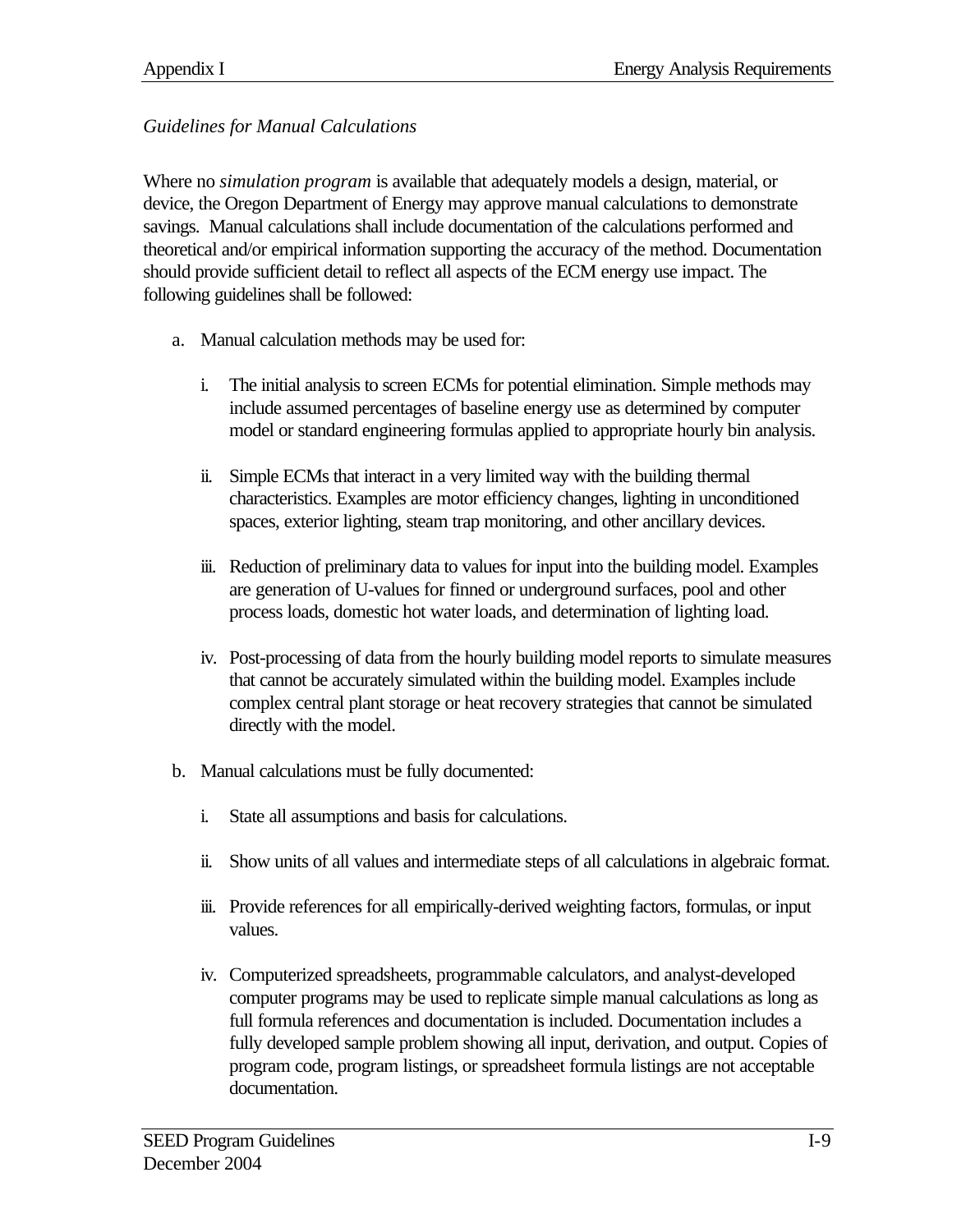*Guidelines for Manual Calculations*

Where no *simulation program* is available that adequately models a design, material, or device, the Oregon Department of Energy may approve manual calculations to demonstrate savings. Manual calculations shall include documentation of the calculations performed and theoretical and/or empirical information supporting the accuracy of the method. Documentation should provide sufficient detail to reflect all aspects of the ECM energy use impact. The following guidelines shall be followed:

a. Manual calculation methods may be used for:

   i. The initial analysis to screen ECMs for potential elimination. Simple methods may include assumed percentages of baseline energy use as determined by computer model or standard engineering formulas applied to appropriate hourly bin analysis.

   ii. Simple ECMs that interact in a very limited way with the building thermal characteristics. Examples are motor efficiency changes, lighting in unconditioned spaces, exterior lighting, steam trap monitoring, and other ancillary devices.

   iii. Reduction of preliminary data to values for input into the building model. Examples are generation of U-values for finned or underground surfaces, pool and other process loads, domestic hot water loads, and determination of lighting load.

   iv. Post-processing of data from the hourly building model reports to simulate measures that cannot be accurately simulated within the building model. Examples include complex central plant storage or heat recovery strategies that cannot be simulated directly with the model.

b. Manual calculations must be fully documented:

   i. State all assumptions and basis for calculations.

   ii. Show units of all values and intermediate steps of all calculations in algebraic format.

   iii. Provide references for all empirically-derived weighting factors, formulas, or input values.

   iv. Computerized spreadsheets, programmable calculators, and analyst-developed computer programs may be used to replicate simple manual calculations as long as full formula references and documentation is included. Documentation includes a fully developed sample problem showing all input, derivation, and output. Copies of program code, program listings, or spreadsheet formula listings are not acceptable documentation.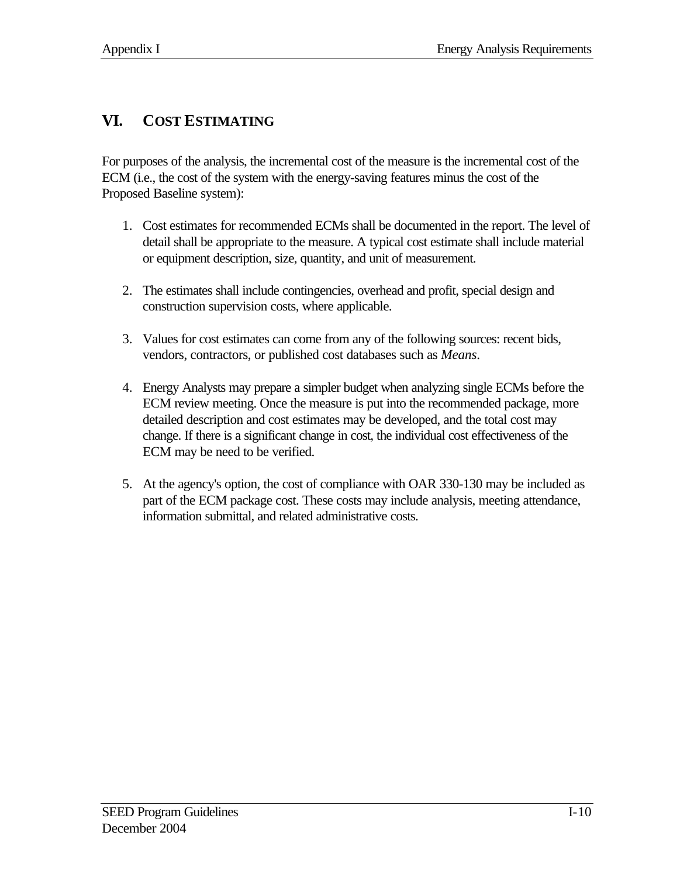## VI. COST ESTIMATING

For purposes of the analysis, the incremental cost of the measure is the incremental cost of the ECM (i.e., the cost of the system with the energy-saving features minus the cost of the Proposed Baseline system):

1. Cost estimates for recommended ECMs shall be documented in the report. The level of detail shall be appropriate to the measure. A typical cost estimate shall include material or equipment description, size, quantity, and unit of measurement.

2. The estimates shall include contingencies, overhead and profit, special design and construction supervision costs, where applicable.

3. Values for cost estimates can come from any of the following sources: recent bids, vendors, contractors, or published cost databases such as *Means*.

4. Energy Analysts may prepare a simpler budget when analyzing single ECMs before the ECM review meeting. Once the measure is put into the recommended package, more detailed description and cost estimates may be developed, and the total cost may change. If there is a significant change in cost, the individual cost effectiveness of the ECM may be need to be verified.

5. At the agency's option, the cost of compliance with OAR 330-130 may be included as part of the ECM package cost. These costs may include analysis, meeting attendance, information submittal, and related administrative costs.